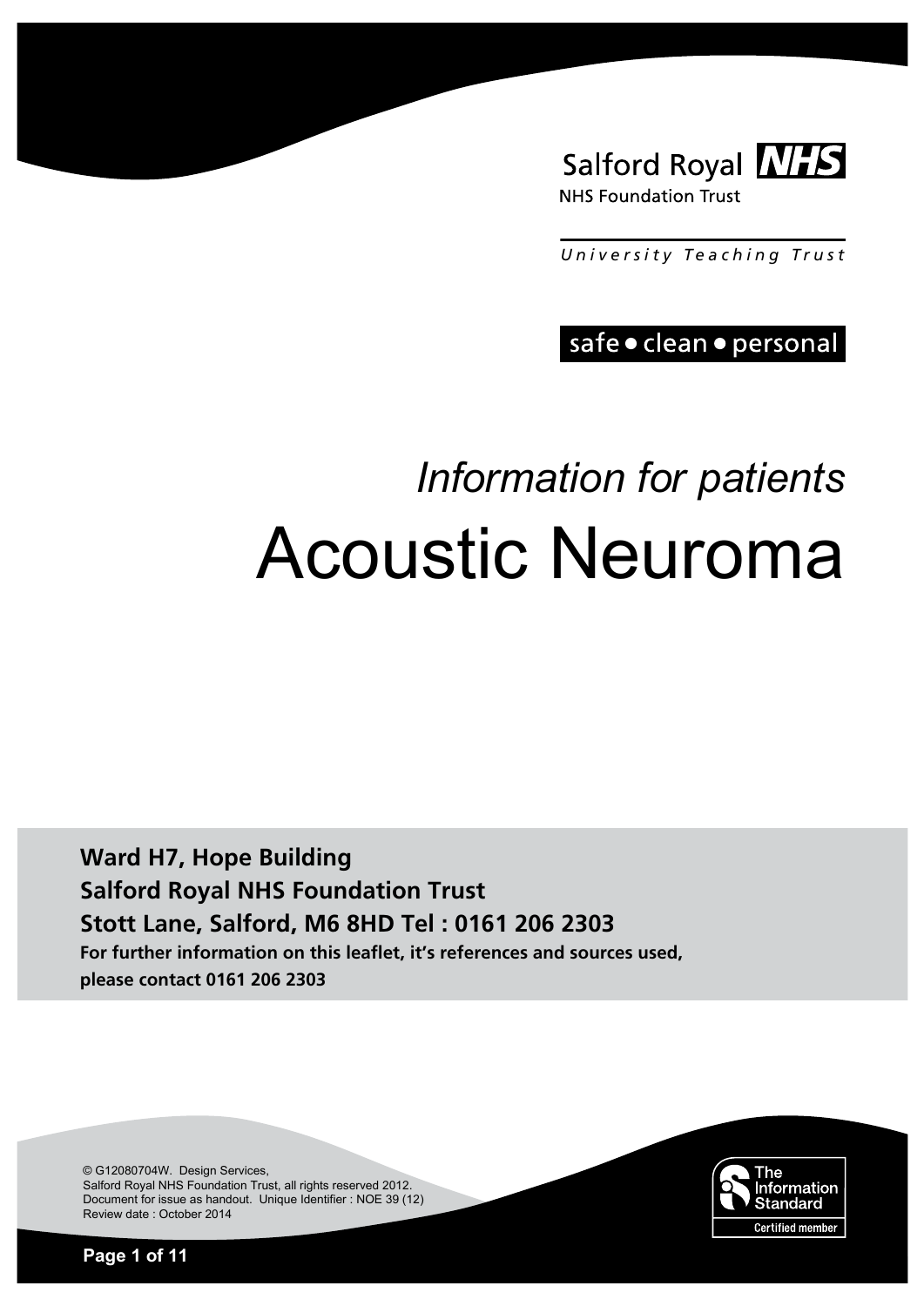Salford Royal NHS

NHS Foundation Trust

*University Teaching Trust*

safe • clean • personal

*Information for patients*

# Acoustic Neuroma

**Ward H7, Hope Building**
**Salford Royal NHS Foundation Trust**
**Stott Lane, Salford, M6 8HD Tel : 0161 206 2303**
**For further information on this leaflet, it's references and sources used, please contact 0161 206 2303**

© G12080704W. Design Services,
Salford Royal NHS Foundation Trust, all rights reserved 2012.
Document for issue as handout. Unique Identifier : NOE 39 (12)
Review date : October 2014

The Information Standard
Certified member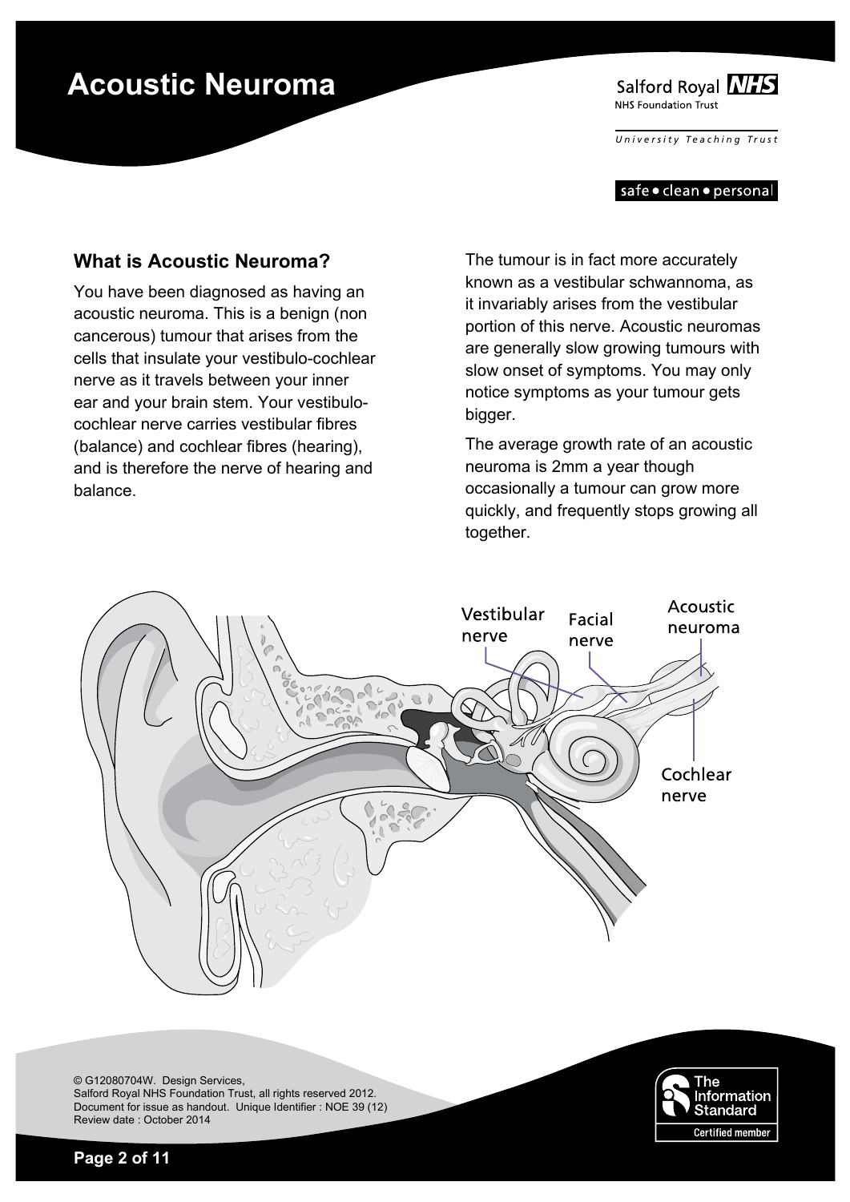# Acoustic Neuroma

## What is Acoustic Neuroma?

You have been diagnosed as having an acoustic neuroma. This is a benign (non cancerous) tumour that arises from the cells that insulate your vestibulo-cochlear nerve as it travels between your inner ear and your brain stem. Your vestibulo-cochlear nerve carries vestibular fibres (balance) and cochlear fibres (hearing), and is therefore the nerve of hearing and balance.

The tumour is in fact more accurately known as a vestibular schwannoma, as it invariably arises from the vestibular portion of this nerve. Acoustic neuromas are generally slow growing tumours with slow onset of symptoms. You may only notice symptoms as your tumour gets bigger.

The average growth rate of an acoustic neuroma is 2mm a year though occasionally a tumour can grow more quickly, and frequently stops growing all together.

Vestibular nerve

Facial nerve

Acoustic neuroma

Cochlear nerve

© G12080704W. Design Services,
Salford Royal NHS Foundation Trust, all rights reserved 2012.
Document for issue as handout. Unique Identifier : NOE 39 (12)
Review date : October 2014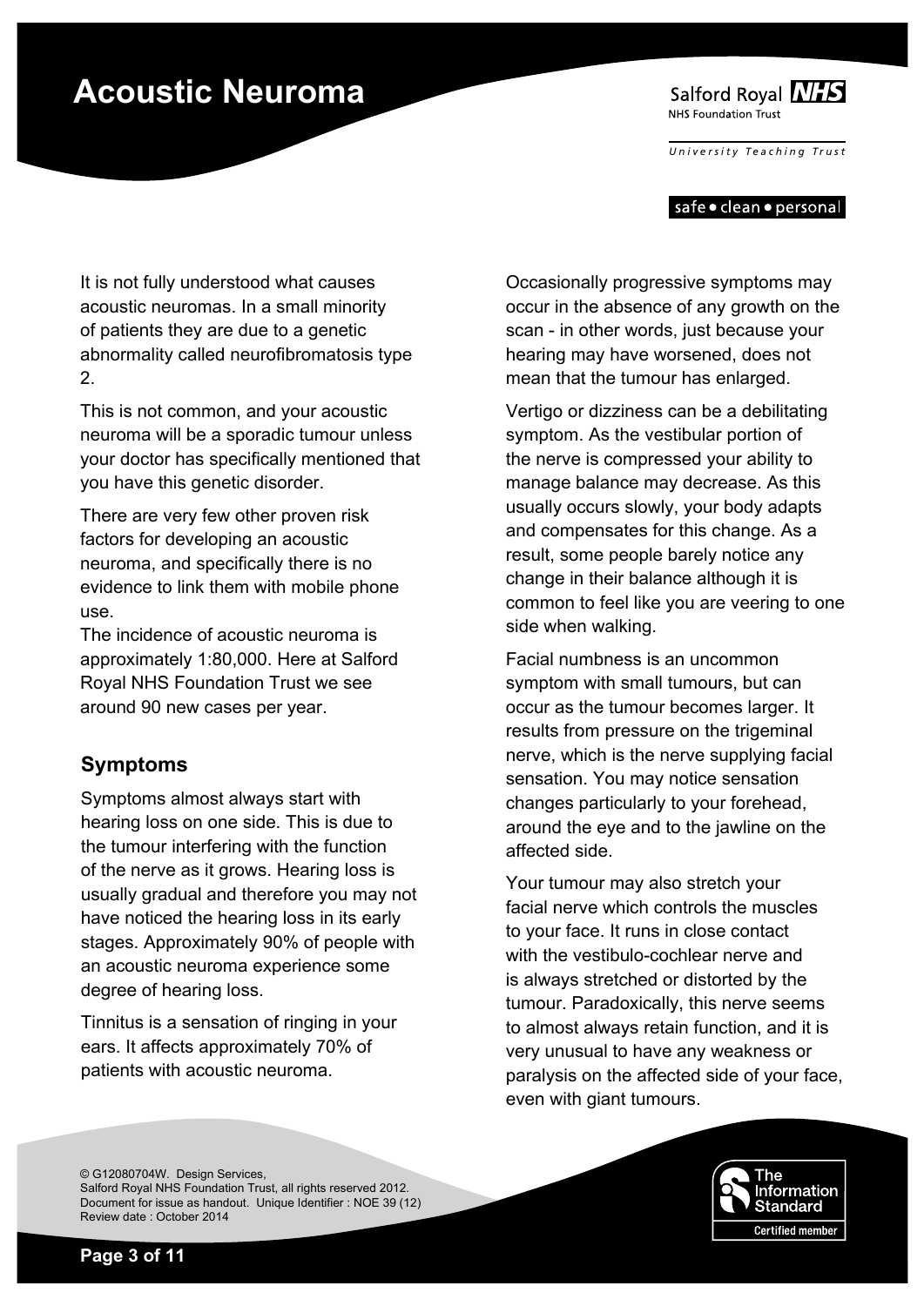It is not fully understood what causes acoustic neuromas. In a small minority of patients they are due to a genetic abnormality called neurofibromatosis type 2.

This is not common, and your acoustic neuroma will be a sporadic tumour unless your doctor has specifically mentioned that you have this genetic disorder.

There are very few other proven risk factors for developing an acoustic neuroma, and specifically there is no evidence to link them with mobile phone use.

The incidence of acoustic neuroma is approximately 1:80,000. Here at Salford Royal NHS Foundation Trust we see around 90 new cases per year.

## Symptoms

Symptoms almost always start with hearing loss on one side. This is due to the tumour interfering with the function of the nerve as it grows. Hearing loss is usually gradual and therefore you may not have noticed the hearing loss in its early stages. Approximately 90% of people with an acoustic neuroma experience some degree of hearing loss.

Tinnitus is a sensation of ringing in your ears. It affects approximately 70% of patients with acoustic neuroma.

Occasionally progressive symptoms may occur in the absence of any growth on the scan - in other words, just because your hearing may have worsened, does not mean that the tumour has enlarged.

Vertigo or dizziness can be a debilitating symptom. As the vestibular portion of the nerve is compressed your ability to manage balance may decrease. As this usually occurs slowly, your body adapts and compensates for this change. As a result, some people barely notice any change in their balance although it is common to feel like you are veering to one side when walking.

Facial numbness is an uncommon symptom with small tumours, but can occur as the tumour becomes larger. It results from pressure on the trigeminal nerve, which is the nerve supplying facial sensation. You may notice sensation changes particularly to your forehead, around the eye and to the jawline on the affected side.

Your tumour may also stretch your facial nerve which controls the muscles to your face. It runs in close contact with the vestibulo-cochlear nerve and is always stretched or distorted by the tumour. Paradoxically, this nerve seems to almost always retain function, and it is very unusual to have any weakness or paralysis on the affected side of your face, even with giant tumours.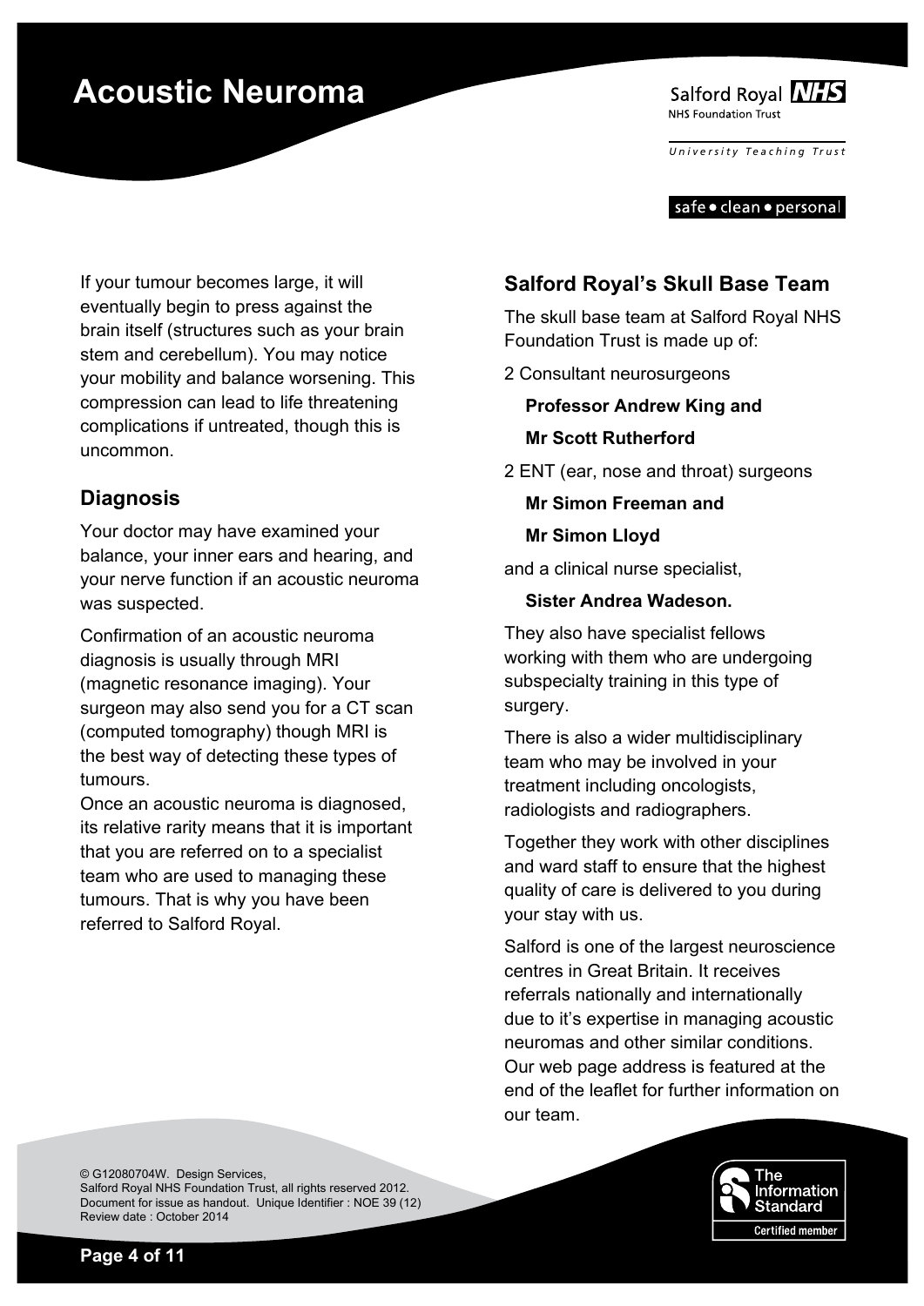If your tumour becomes large, it will eventually begin to press against the brain itself (structures such as your brain stem and cerebellum). You may notice your mobility and balance worsening. This compression can lead to life threatening complications if untreated, though this is uncommon.

## Diagnosis

Your doctor may have examined your balance, your inner ears and hearing, and your nerve function if an acoustic neuroma was suspected.

Confirmation of an acoustic neuroma diagnosis is usually through MRI (magnetic resonance imaging). Your surgeon may also send you for a CT scan (computed tomography) though MRI is the best way of detecting these types of tumours.

Once an acoustic neuroma is diagnosed, its relative rarity means that it is important that you are referred on to a specialist team who are used to managing these tumours. That is why you have been referred to Salford Royal.

## Salford Royal's Skull Base Team

The skull base team at Salford Royal NHS Foundation Trust is made up of:

2 Consultant neurosurgeons

**Professor Andrew King and**

**Mr Scott Rutherford**

2 ENT (ear, nose and throat) surgeons

**Mr Simon Freeman and**

**Mr Simon Lloyd**

and a clinical nurse specialist,

**Sister Andrea Wadeson.**

They also have specialist fellows working with them who are undergoing subspecialty training in this type of surgery.

There is also a wider multidisciplinary team who may be involved in your treatment including oncologists, radiologists and radiographers.

Together they work with other disciplines and ward staff to ensure that the highest quality of care is delivered to you during your stay with us.

Salford is one of the largest neuroscience centres in Great Britain. It receives referrals nationally and internationally due to it's expertise in managing acoustic neuromas and other similar conditions. Our web page address is featured at the end of the leaflet for further information on our team.

© G12080704W. Design Services,
Salford Royal NHS Foundation Trust, all rights reserved 2012.
Document for issue as handout. Unique Identifier : NOE 39 (12)
Review date : October 2014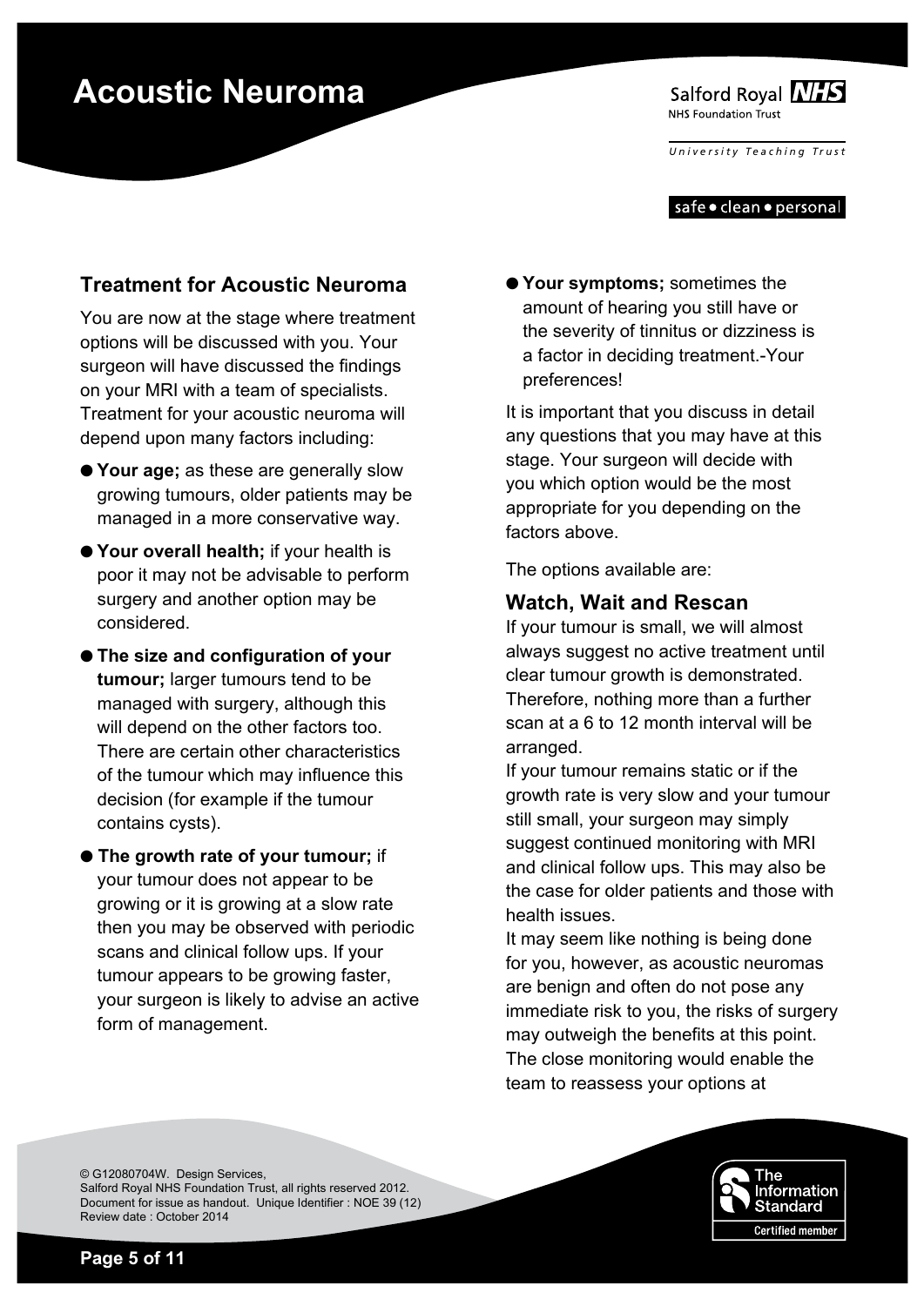## Treatment for Acoustic Neuroma

You are now at the stage where treatment options will be discussed with you. Your surgeon will have discussed the findings on your MRI with a team of specialists. Treatment for your acoustic neuroma will depend upon many factors including:

- **Your age;** as these are generally slow growing tumours, older patients may be managed in a more conservative way.
- **Your overall health;** if your health is poor it may not be advisable to perform surgery and another option may be considered.
- **The size and configuration of your tumour;** larger tumours tend to be managed with surgery, although this will depend on the other factors too. There are certain other characteristics of the tumour which may influence this decision (for example if the tumour contains cysts).
- **The growth rate of your tumour;** if your tumour does not appear to be growing or it is growing at a slow rate then you may be observed with periodic scans and clinical follow ups. If your tumour appears to be growing faster, your surgeon is likely to advise an active form of management.
- **Your symptoms;** sometimes the amount of hearing you still have or the severity of tinnitus or dizziness is a factor in deciding treatment.-Your preferences!

It is important that you discuss in detail any questions that you may have at this stage. Your surgeon will decide with you which option would be the most appropriate for you depending on the factors above.

The options available are:

### Watch, Wait and Rescan

If your tumour is small, we will almost always suggest no active treatment until clear tumour growth is demonstrated. Therefore, nothing more than a further scan at a 6 to 12 month interval will be arranged.

If your tumour remains static or if the growth rate is very slow and your tumour still small, your surgeon may simply suggest continued monitoring with MRI and clinical follow ups. This may also be the case for older patients and those with health issues.

It may seem like nothing is being done for you, however, as acoustic neuromas are benign and often do not pose any immediate risk to you, the risks of surgery may outweigh the benefits at this point. The close monitoring would enable the team to reassess your options at

© G12080704W. Design Services,
Salford Royal NHS Foundation Trust, all rights reserved 2012.
Document for issue as handout. Unique Identifier : NOE 39 (12)
Review date : October 2014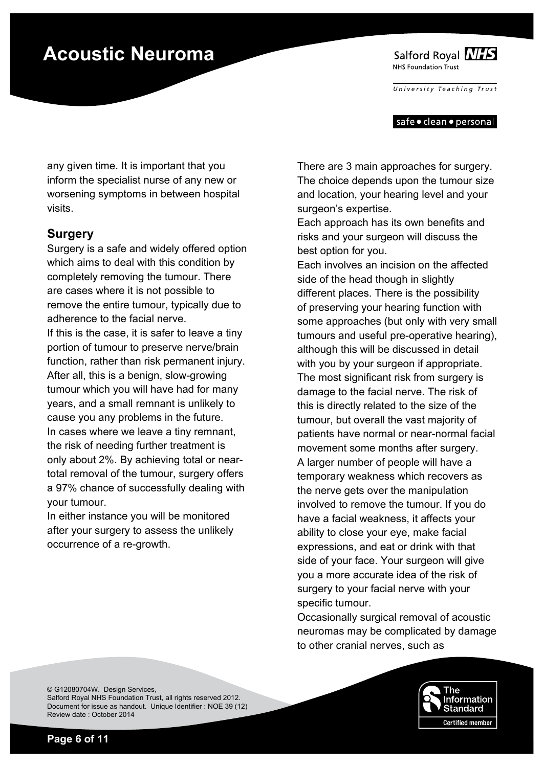any given time. It is important that you inform the specialist nurse of any new or worsening symptoms in between hospital visits.

## Surgery

Surgery is a safe and widely offered option which aims to deal with this condition by completely removing the tumour. There are cases where it is not possible to remove the entire tumour, typically due to adherence to the facial nerve.

If this is the case, it is safer to leave a tiny portion of tumour to preserve nerve/brain function, rather than risk permanent injury. After all, this is a benign, slow-growing tumour which you will have had for many years, and a small remnant is unlikely to cause you any problems in the future.

In cases where we leave a tiny remnant, the risk of needing further treatment is only about 2%. By achieving total or near-total removal of the tumour, surgery offers a 97% chance of successfully dealing with your tumour.

In either instance you will be monitored after your surgery to assess the unlikely occurrence of a re-growth.

There are 3 main approaches for surgery. The choice depends upon the tumour size and location, your hearing level and your surgeon's expertise.

Each approach has its own benefits and risks and your surgeon will discuss the best option for you.

Each involves an incision on the affected side of the head though in slightly different places. There is the possibility of preserving your hearing function with some approaches (but only with very small tumours and useful pre-operative hearing), although this will be discussed in detail with you by your surgeon if appropriate.

The most significant risk from surgery is damage to the facial nerve. The risk of this is directly related to the size of the tumour, but overall the vast majority of patients have normal or near-normal facial movement some months after surgery.

A larger number of people will have a temporary weakness which recovers as the nerve gets over the manipulation involved to remove the tumour. If you do have a facial weakness, it affects your ability to close your eye, make facial expressions, and eat or drink with that side of your face. Your surgeon will give you a more accurate idea of the risk of surgery to your facial nerve with your specific tumour.

Occasionally surgical removal of acoustic neuromas may be complicated by damage to other cranial nerves, such as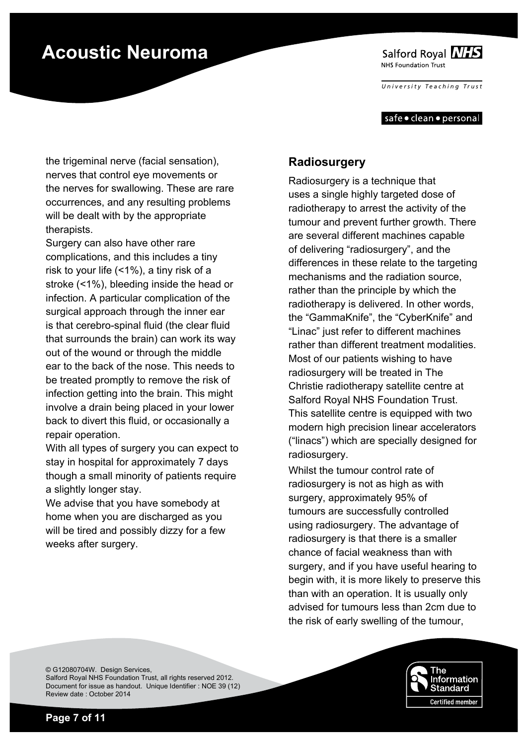the trigeminal nerve (facial sensation), nerves that control eye movements or the nerves for swallowing. These are rare occurrences, and any resulting problems will be dealt with by the appropriate therapists.

Surgery can also have other rare complications, and this includes a tiny risk to your life (<1%), a tiny risk of a stroke (<1%), bleeding inside the head or infection. A particular complication of the surgical approach through the inner ear is that cerebro-spinal fluid (the clear fluid that surrounds the brain) can work its way out of the wound or through the middle ear to the back of the nose. This needs to be treated promptly to remove the risk of infection getting into the brain. This might involve a drain being placed in your lower back to divert this fluid, or occasionally a repair operation.

With all types of surgery you can expect to stay in hospital for approximately 7 days though a small minority of patients require a slightly longer stay.

We advise that you have somebody at home when you are discharged as you will be tired and possibly dizzy for a few weeks after surgery.

## Radiosurgery

Radiosurgery is a technique that uses a single highly targeted dose of radiotherapy to arrest the activity of the tumour and prevent further growth. There are several different machines capable of delivering “radiosurgery”, and the differences in these relate to the targeting mechanisms and the radiation source, rather than the principle by which the radiotherapy is delivered. In other words, the “GammaKnife”, the “CyberKnife” and “Linac” just refer to different machines rather than different treatment modalities. Most of our patients wishing to have radiosurgery will be treated in The Christie radiotherapy satellite centre at Salford Royal NHS Foundation Trust. This satellite centre is equipped with two modern high precision linear accelerators (“linacs”) which are specially designed for radiosurgery.

Whilst the tumour control rate of radiosurgery is not as high as with surgery, approximately 95% of tumours are successfully controlled using radiosurgery. The advantage of radiosurgery is that there is a smaller chance of facial weakness than with surgery, and if you have useful hearing to begin with, it is more likely to preserve this than with an operation. It is usually only advised for tumours less than 2cm due to the risk of early swelling of the tumour,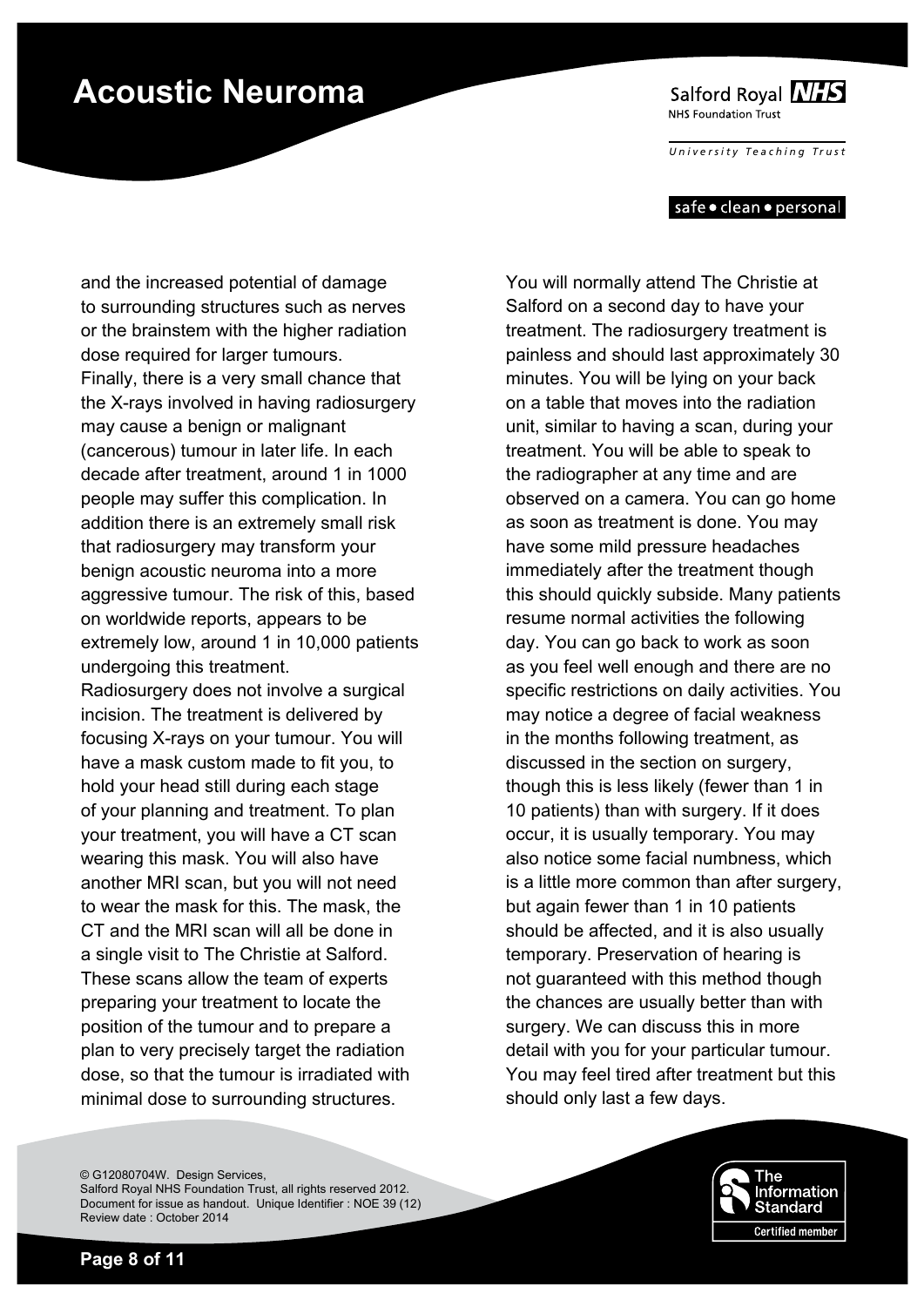and the increased potential of damage to surrounding structures such as nerves or the brainstem with the higher radiation dose required for larger tumours.

Finally, there is a very small chance that the X-rays involved in having radiosurgery may cause a benign or malignant (cancerous) tumour in later life. In each decade after treatment, around 1 in 1000 people may suffer this complication. In addition there is an extremely small risk that radiosurgery may transform your benign acoustic neuroma into a more aggressive tumour. The risk of this, based on worldwide reports, appears to be extremely low, around 1 in 10,000 patients undergoing this treatment.

Radiosurgery does not involve a surgical incision. The treatment is delivered by focusing X-rays on your tumour. You will have a mask custom made to fit you, to hold your head still during each stage of your planning and treatment. To plan your treatment, you will have a CT scan wearing this mask. You will also have another MRI scan, but you will not need to wear the mask for this. The mask, the CT and the MRI scan will all be done in a single visit to The Christie at Salford. These scans allow the team of experts preparing your treatment to locate the position of the tumour and to prepare a plan to very precisely target the radiation dose, so that the tumour is irradiated with minimal dose to surrounding structures.

You will normally attend The Christie at Salford on a second day to have your treatment. The radiosurgery treatment is painless and should last approximately 30 minutes. You will be lying on your back on a table that moves into the radiation unit, similar to having a scan, during your treatment. You will be able to speak to the radiographer at any time and are observed on a camera. You can go home as soon as treatment is done. You may have some mild pressure headaches immediately after the treatment though this should quickly subside. Many patients resume normal activities the following day. You can go back to work as soon as you feel well enough and there are no specific restrictions on daily activities. You may notice a degree of facial weakness in the months following treatment, as discussed in the section on surgery, though this is less likely (fewer than 1 in 10 patients) than with surgery. If it does occur, it is usually temporary. You may also notice some facial numbness, which is a little more common than after surgery, but again fewer than 1 in 10 patients should be affected, and it is also usually temporary. Preservation of hearing is not guaranteed with this method though the chances are usually better than with surgery. We can discuss this in more detail with you for your particular tumour. You may feel tired after treatment but this should only last a few days.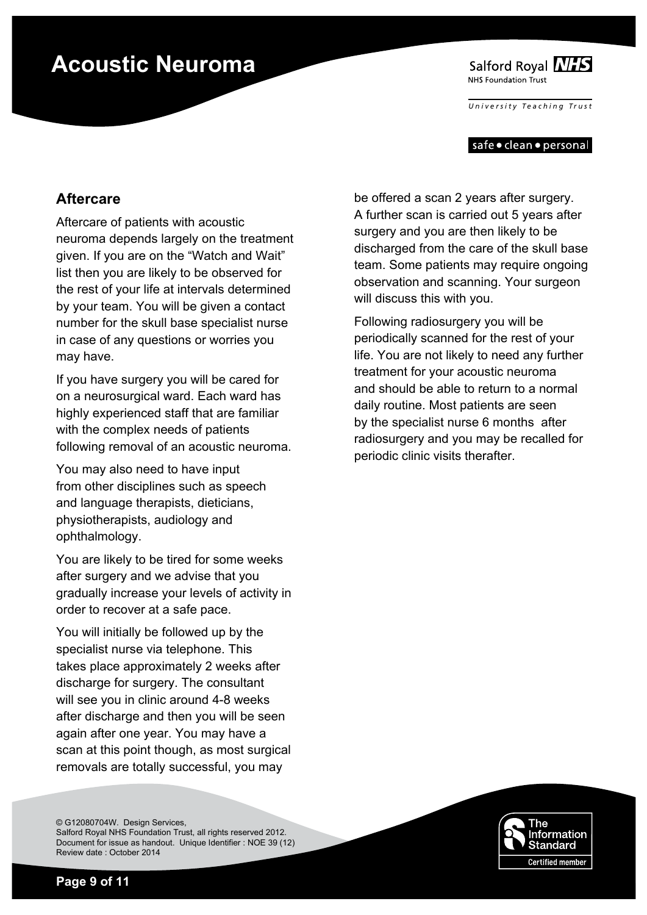## Aftercare

Aftercare of patients with acoustic neuroma depends largely on the treatment given. If you are on the "Watch and Wait" list then you are likely to be observed for the rest of your life at intervals determined by your team. You will be given a contact number for the skull base specialist nurse in case of any questions or worries you may have.

If you have surgery you will be cared for on a neurosurgical ward. Each ward has highly experienced staff that are familiar with the complex needs of patients following removal of an acoustic neuroma.

You may also need to have input from other disciplines such as speech and language therapists, dieticians, physiotherapists, audiology and ophthalmology.

You are likely to be tired for some weeks after surgery and we advise that you gradually increase your levels of activity in order to recover at a safe pace.

You will initially be followed up by the specialist nurse via telephone. This takes place approximately 2 weeks after discharge for surgery. The consultant will see you in clinic around 4-8 weeks after discharge and then you will be seen again after one year. You may have a scan at this point though, as most surgical removals are totally successful, you may be offered a scan 2 years after surgery. A further scan is carried out 5 years after surgery and you are then likely to be discharged from the care of the skull base team. Some patients may require ongoing observation and scanning. Your surgeon will discuss this with you.

Following radiosurgery you will be periodically scanned for the rest of your life. You are not likely to need any further treatment for your acoustic neuroma and should be able to return to a normal daily routine. Most patients are seen by the specialist nurse 6 months after radiosurgery and you may be recalled for periodic clinic visits therafter.

© G12080704W. Design Services,
Salford Royal NHS Foundation Trust, all rights reserved 2012.
Document for issue as handout. Unique Identifier : NOE 39 (12)
Review date : October 2014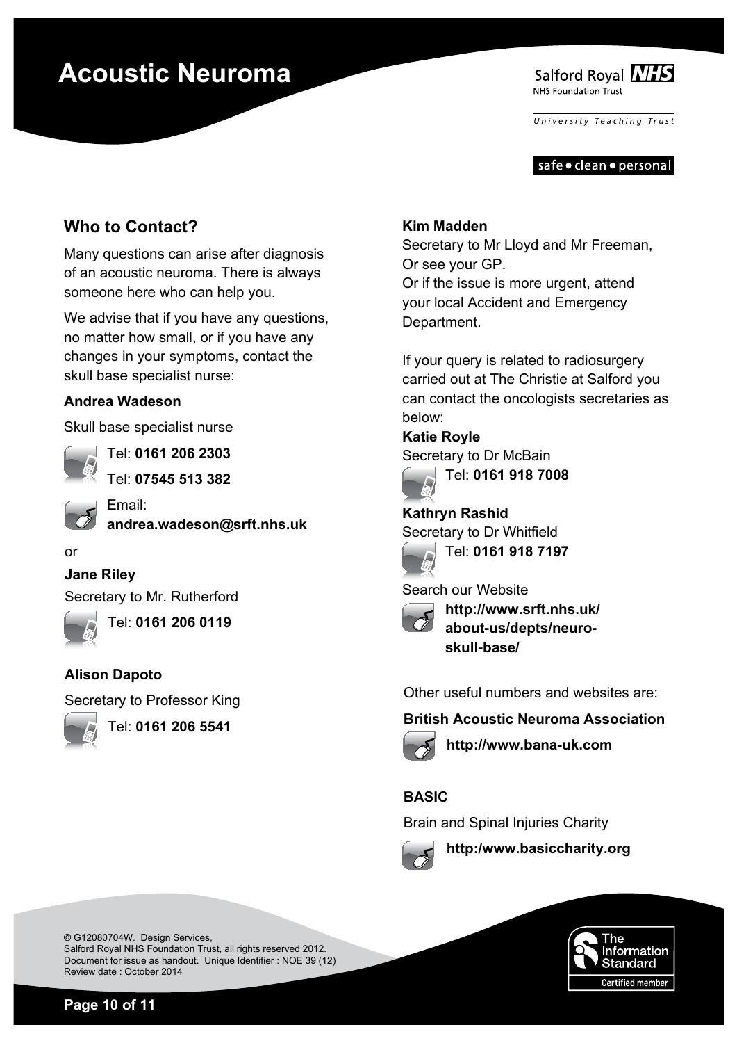## Who to Contact?

Many questions can arise after diagnosis of an acoustic neuroma. There is always someone here who can help you.

We advise that if you have any questions, no matter how small, or if you have any changes in your symptoms, contact the skull base specialist nurse:

**Andrea Wadeson**

Skull base specialist nurse

Tel: **0161 206 2303**

Tel: **07545 513 382**

Email: **andrea.wadeson@srft.nhs.uk**

or

**Jane Riley**

Secretary to Mr. Rutherford

Tel: **0161 206 0119**

**Alison Dapoto**

Secretary to Professor King

Tel: **0161 206 5541**

**Kim Madden**

Secretary to Mr Lloyd and Mr Freeman,
Or see your GP.
Or if the issue is more urgent, attend your local Accident and Emergency Department.

If your query is related to radiosurgery carried out at The Christie at Salford you can contact the oncologists secretaries as below:

**Katie Royle**

Secretary to Dr McBain

Tel: **0161 918 7008**

**Kathryn Rashid**

Secretary to Dr Whitfield

Tel: **0161 918 7197**

Search our Website

**http://www.srft.nhs.uk/about-us/depts/neuro-skull-base/**

Other useful numbers and websites are:

**British Acoustic Neuroma Association**

**http://www.bana-uk.com**

**BASIC**

Brain and Spinal Injuries Charity

**http:/www.basiccharity.org**

© G12080704W. Design Services,
Salford Royal NHS Foundation Trust, all rights reserved 2012.
Document for issue as handout. Unique Identifier : NOE 39 (12)
Review date : October 2014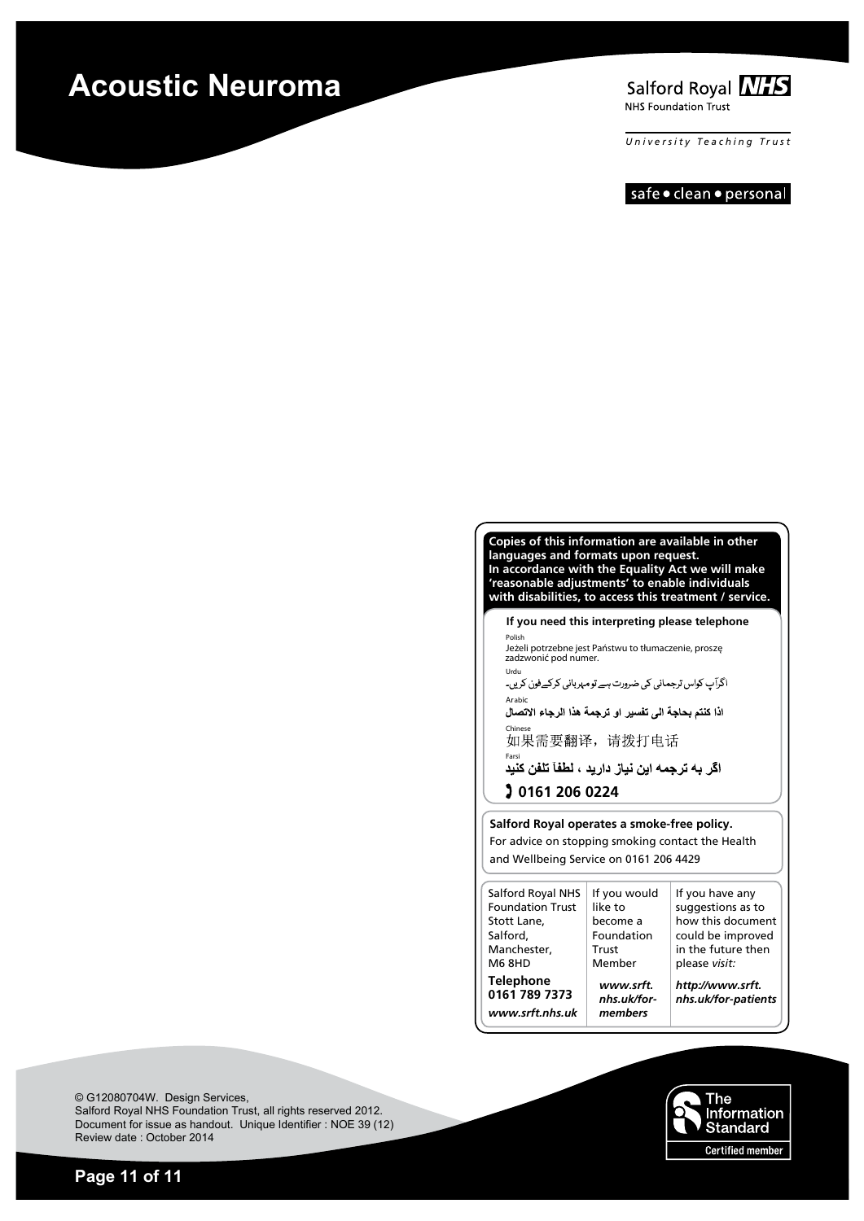# Acoustic Neuroma

Salford Royal NHS
NHS Foundation Trust

*University Teaching Trust*

safe • clean • personal

**Copies of this information are available in other languages and formats upon request.**
**In accordance with the Equality Act we will make 'reasonable adjustments' to enable individuals with disabilities, to access this treatment / service.**

**If you need this interpreting please telephone**

Polish
Jeżeli potrzebne jest Państwu to tłumaczenie, proszę zadzwonić pod numer.

Urdu
اگرآپ کواس ترجمانی کی ضرورت ہے تومہربانی کرکےفون کریں۔

Arabic
اذا كنتم بحاجة الى تفسير او ترجمة هذا الرجاء الاتصال

Chinese
如果需要翻译，请拨打电话

Farsi
اگر به ترجمه این نیاز دارید ، لطفاً تلفن کنید

**0161 206 0224**

**Salford Royal operates a smoke-free policy.**
For advice on stopping smoking contact the Health and Wellbeing Service on 0161 206 4429

| | | |
|---|---|---|
| Salford Royal NHS Foundation Trust Stott Lane, Salford, Manchester, M6 8HD **Telephone 0161 789 7373** ***www.srft.nhs.uk*** | If you would like to become a Foundation Trust Member ***www.srft.nhs.uk/for-members*** | If you have any suggestions as to how this document could be improved in the future then please *visit:* ***http://www.srft.nhs.uk/for-patients*** |

© G12080704W. Design Services,
Salford Royal NHS Foundation Trust, all rights reserved 2012.
Document for issue as handout. Unique Identifier : NOE 39 (12)
Review date : October 2014

The Information Standard
Certified member